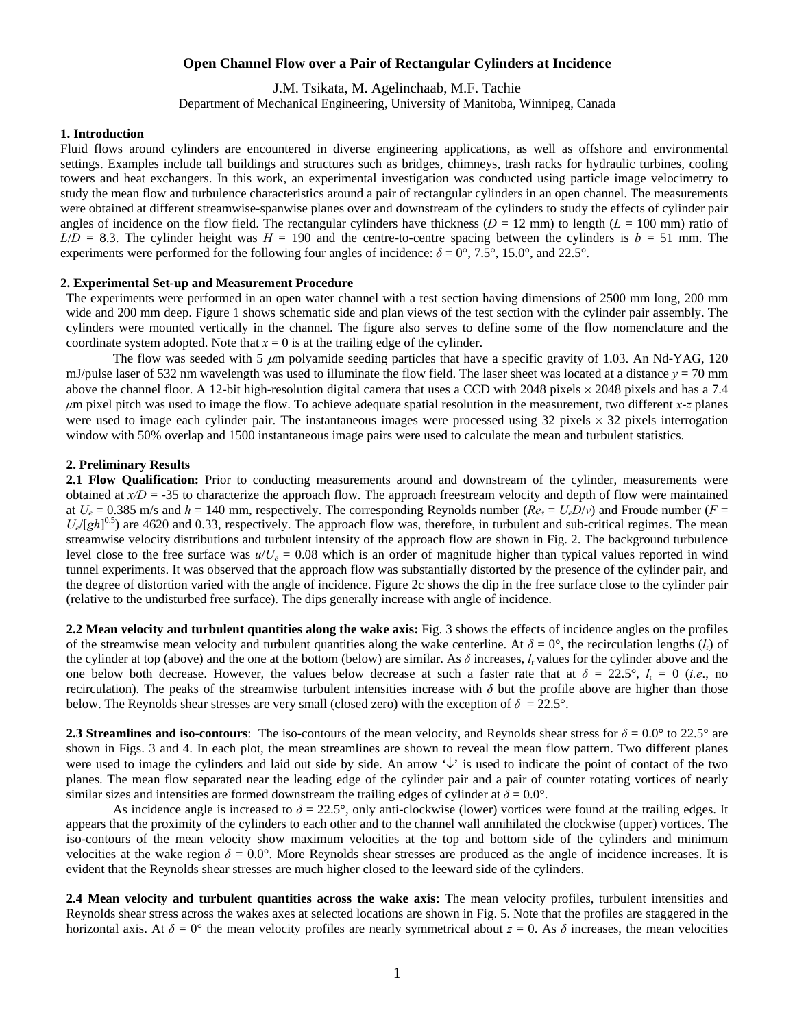# Open Channel Flow over a Pair of Rectangular Cylinders at Incidence

J.M. Tsikata, M. Agelinchaab, M.F. Tachie

Department of Mechanical Engineering, University of Manitoba, Winnipeg, Canada

## 1. Introduction

Fluid flows around cylinders are encountered in diverse engineering applications, as well as offshore and environmental settings. Examples include tall buildings and structures such as bridges, chimneys, trash racks for hydraulic turbines, cooling towers and heat exchangers. In this work, an experimental investigation was conducted using particle image velocimetry to study the mean flow and turbulence characteristics around a pair of rectangular cylinders in an open channel. The measurements were obtained at different streamwise-spanwise planes over and downstream of the cylinders to study the effects of cylinder pair angles of incidence on the flow field. The rectangular cylinders have thickness ($D$ = 12 mm) to length ($L$ = 100 mm) ratio of $L/D$ = 8.3. The cylinder height was $H$ = 190 and the centre-to-centre spacing between the cylinders is $b$ = 51 mm. The experiments were performed for the following four angles of incidence: $\delta = 0°$, 7.5°, 15.0°, and 22.5°.

## 2. Experimental Set-up and Measurement Procedure

The experiments were performed in an open water channel with a test section having dimensions of 2500 mm long, 200 mm wide and 200 mm deep. Figure 1 shows schematic side and plan views of the test section with the cylinder pair assembly. The cylinders were mounted vertically in the channel. The figure also serves to define some of the flow nomenclature and the coordinate system adopted. Note that $x = 0$ is at the trailing edge of the cylinder.

The flow was seeded with 5 $\mu$m polyamide seeding particles that have a specific gravity of 1.03. An Nd-YAG, 120 mJ/pulse laser of 532 nm wavelength was used to illuminate the flow field. The laser sheet was located at a distance $y$ = 70 mm above the channel floor. A 12-bit high-resolution digital camera that uses a CCD with 2048 pixels × 2048 pixels and has a 7.4 $\mu$m pixel pitch was used to image the flow. To achieve adequate spatial resolution in the measurement, two different $x$-$z$ planes were used to image each cylinder pair. The instantaneous images were processed using 32 pixels × 32 pixels interrogation window with 50% overlap and 1500 instantaneous image pairs were used to calculate the mean and turbulent statistics.

## 2. Preliminary Results

**2.1 Flow Qualification:** Prior to conducting measurements around and downstream of the cylinder, measurements were obtained at $x/D$ = -35 to characterize the approach flow. The approach freestream velocity and depth of flow were maintained at $U_e$ = 0.385 m/s and $h$ = 140 mm, respectively. The corresponding Reynolds number ($Re_s = U_eD/v$) and Froude number ($F = U_e/[gh]^{0.5}$) are 4620 and 0.33, respectively. The approach flow was, therefore, in turbulent and sub-critical regimes. The mean streamwise velocity distributions and turbulent intensity of the approach flow are shown in Fig. 2. The background turbulence level close to the free surface was $u/U_e$ = 0.08 which is an order of magnitude higher than typical values reported in wind tunnel experiments. It was observed that the approach flow was substantially distorted by the presence of the cylinder pair, and the degree of distortion varied with the angle of incidence. Figure 2c shows the dip in the free surface close to the cylinder pair (relative to the undisturbed free surface). The dips generally increase with angle of incidence.

**2.2 Mean velocity and turbulent quantities along the wake axis:** Fig. 3 shows the effects of incidence angles on the profiles of the streamwise mean velocity and turbulent quantities along the wake centerline. At $\delta = 0°$, the recirculation lengths ($l_r$) of the cylinder at top (above) and the one at the bottom (below) are similar. As $\delta$ increases, $l_r$ values for the cylinder above and the one below both decrease. However, the values below decrease at such a faster rate that at $\delta = 22.5°$, $l_r = 0$ (*i.e*., no recirculation). The peaks of the streamwise turbulent intensities increase with $\delta$ but the profile above are higher than those below. The Reynolds shear stresses are very small (closed zero) with the exception of $\delta = 22.5°$.

**2.3 Streamlines and iso-contours**: The iso-contours of the mean velocity, and Reynolds shear stress for $\delta = 0.0°$ to 22.5° are shown in Figs. 3 and 4. In each plot, the mean streamlines are shown to reveal the mean flow pattern. Two different planes were used to image the cylinders and laid out side by side. An arrow '↓' is used to indicate the point of contact of the two planes. The mean flow separated near the leading edge of the cylinder pair and a pair of counter rotating vortices of nearly similar sizes and intensities are formed downstream the trailing edges of cylinder at $\delta = 0.0°$.

As incidence angle is increased to $\delta = 22.5°$, only anti-clockwise (lower) vortices were found at the trailing edges. It appears that the proximity of the cylinders to each other and to the channel wall annihilated the clockwise (upper) vortices. The iso-contours of the mean velocity show maximum velocities at the top and bottom side of the cylinders and minimum velocities at the wake region $\delta = 0.0°$. More Reynolds shear stresses are produced as the angle of incidence increases. It is evident that the Reynolds shear stresses are much higher closed to the leeward side of the cylinders.

**2.4 Mean velocity and turbulent quantities across the wake axis:** The mean velocity profiles, turbulent intensities and Reynolds shear stress across the wakes axes at selected locations are shown in Fig. 5. Note that the profiles are staggered in the horizontal axis. At $\delta = 0°$ the mean velocity profiles are nearly symmetrical about $z = 0$. As $\delta$ increases, the mean velocities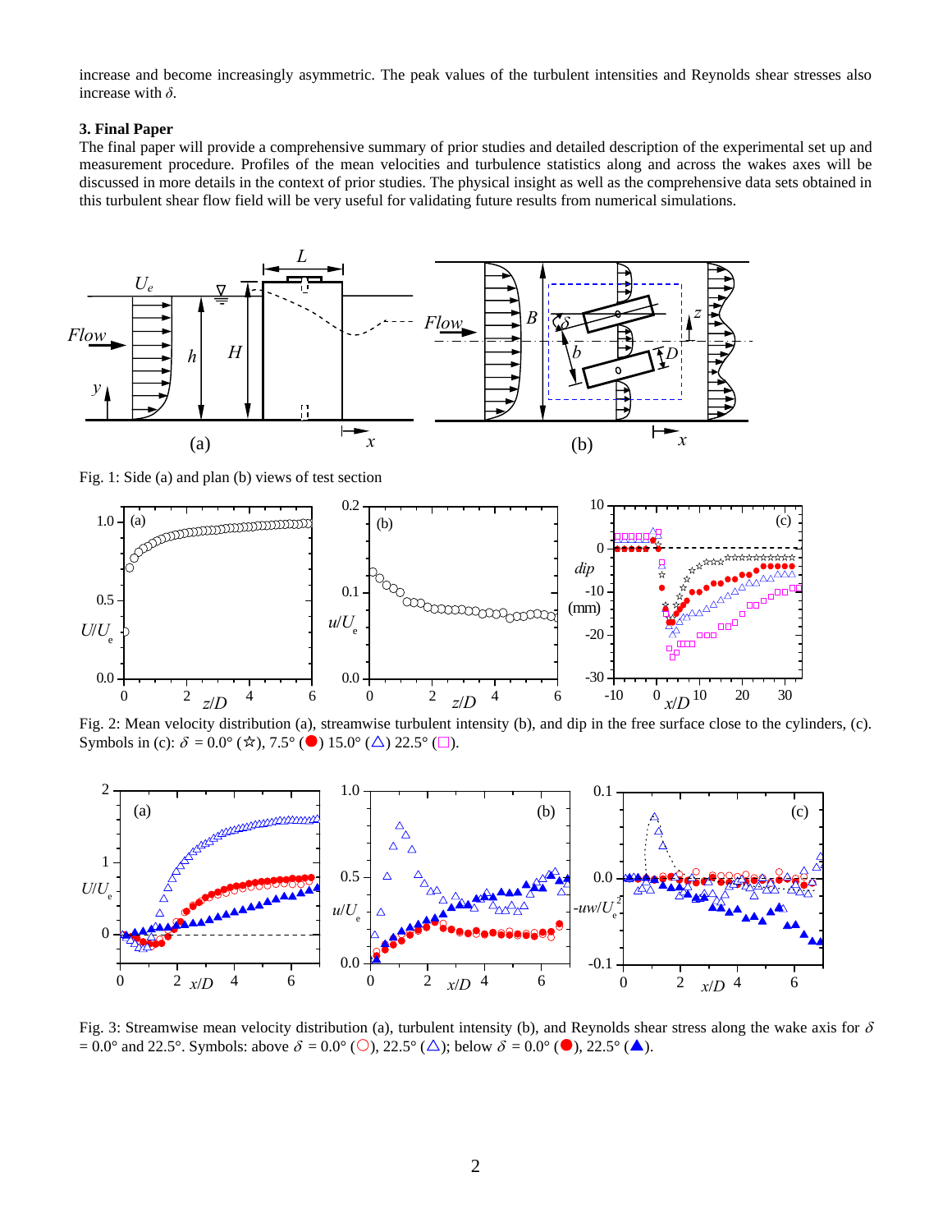increase and become increasingly asymmetric. The peak values of the turbulent intensities and Reynolds shear stresses also increase with $\delta$.

### 3. Final Paper

The final paper will provide a comprehensive summary of prior studies and detailed description of the experimental set up and measurement procedure. Profiles of the mean velocities and turbulence statistics along and across the wakes axes will be discussed in more details in the context of prior studies. The physical insight as well as the comprehensive data sets obtained in this turbulent shear flow field will be very useful for validating future results from numerical simulations.

Fig. 1: Side (a) and plan (b) views of test section

Fig. 2: Mean velocity distribution (a), streamwise turbulent intensity (b), and dip in the free surface close to the cylinders, (c). Symbols in (c): $\delta$ = 0.0° (☆), 7.5° (●) 15.0° (△) 22.5° (□).

Fig. 3: Streamwise mean velocity distribution (a), turbulent intensity (b), and Reynolds shear stress along the wake axis for $\delta$ = 0.0° and 22.5°. Symbols: above $\delta$ = 0.0° (○), 22.5° (△); below $\delta$ = 0.0° (●), 22.5° (▲).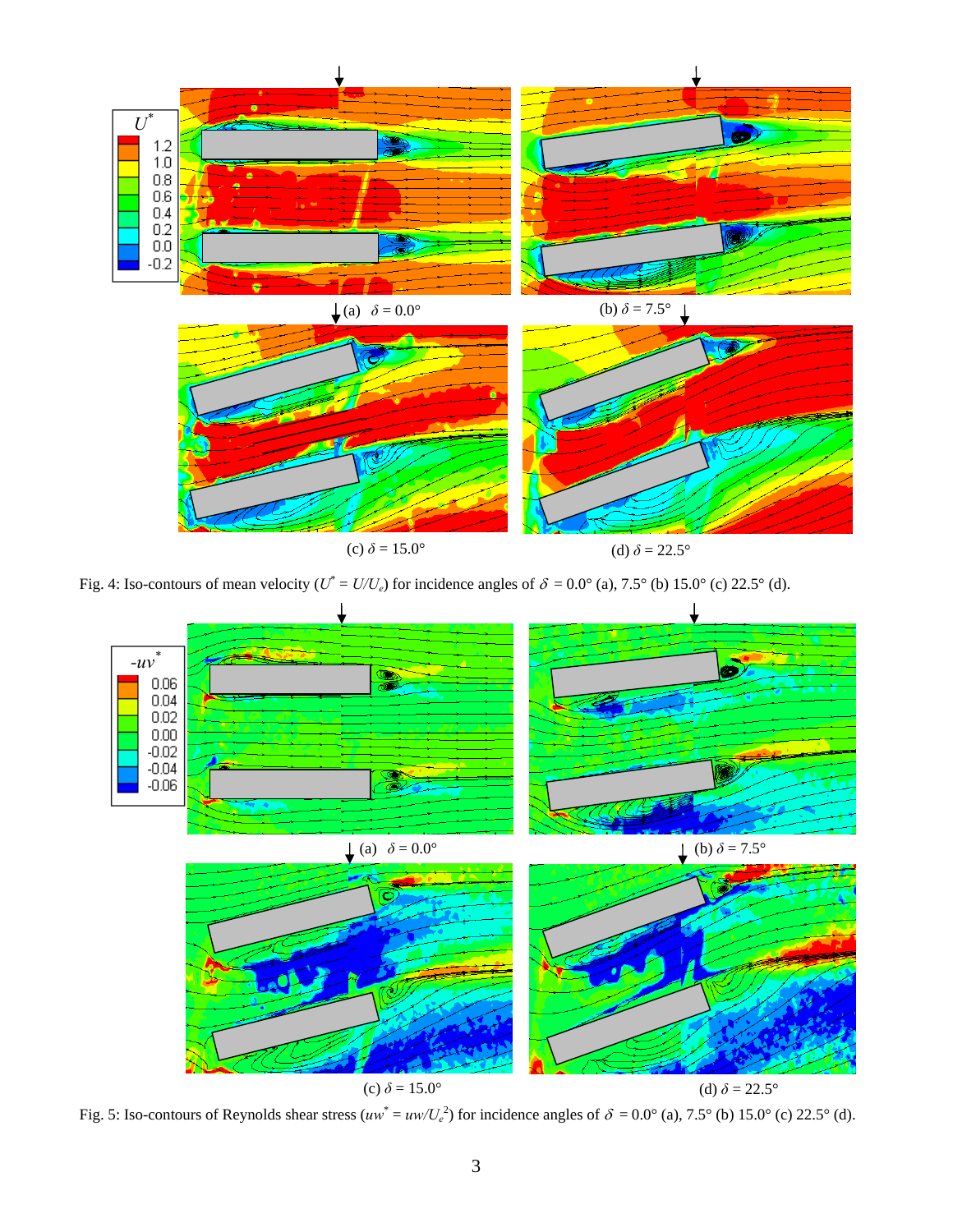(a) $\delta = 0.0°$

(b) $\delta = 7.5°$

(c) $\delta = 15.0°$

(d) $\delta = 22.5°$

Fig. 4: Iso-contours of mean velocity ($U^* = U/U_e$) for incidence angles of $\delta$ = 0.0° (a), 7.5° (b) 15.0° (c) 22.5° (d).

(a) $\delta = 0.0°$

(b) $\delta = 7.5°$

(c) $\delta = 15.0°$

(d) $\delta = 22.5°$

Fig. 5: Iso-contours of Reynolds shear stress ($uw^* = uw/U_e^2$) for incidence angles of $\delta$ = 0.0° (a), 7.5° (b) 15.0° (c) 22.5° (d).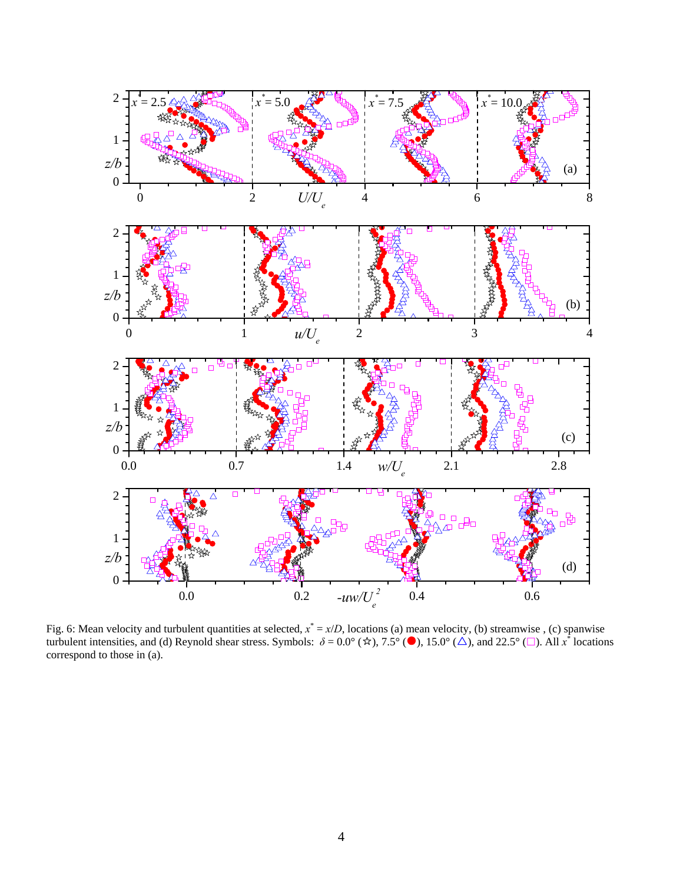$x^* = 2.5$

$x^* = 5.0$

$x^* = 7.5$

$x^* = 10.0$

2

1

$z/b$

0

0

2

$U/U_e$

4

6

8

(a)

2

1

$z/b$

0

0

1

$u/U_e$

2

3

4

(b)

2

1

$z/b$

0

0.0

0.7

1.4

$w/U_e$

2.1

2.8

(c)

2

1

$z/b$

0

0.0

0.2

$-uw/U_e^2$

0.4

0.6

(d)

Fig. 6: Mean velocity and turbulent quantities at selected, $x^* = x/D$, locations (a) mean velocity, (b) streamwise , (c) spanwise turbulent intensities, and (d) Reynold shear stress. Symbols: $\delta = 0.0°$ (☆), 7.5° (●), 15.0° (△), and 22.5° (□). All $x^*$ locations correspond to those in (a).